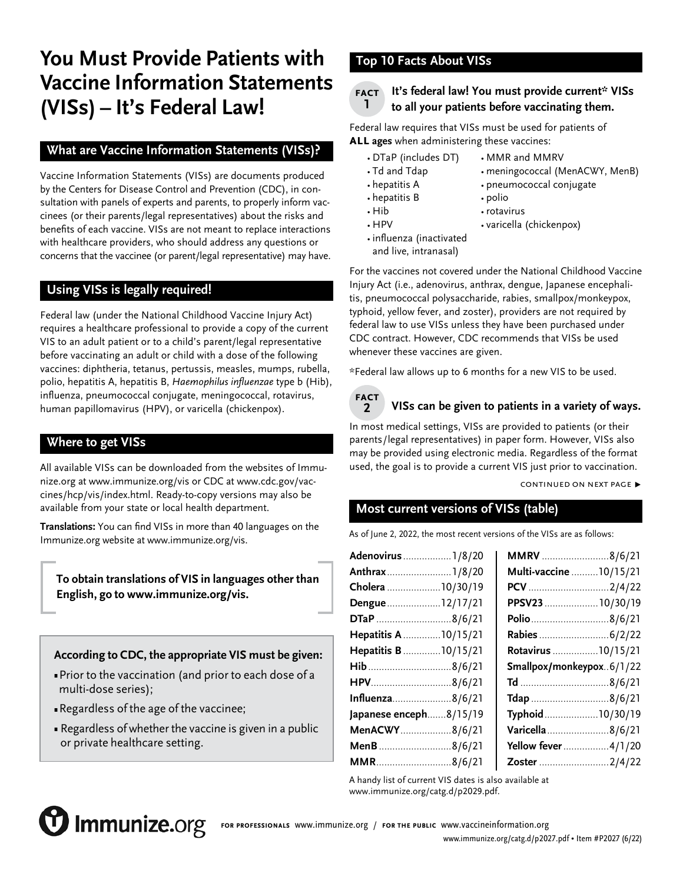# You Must Provide Patients with Vaccine Information Statements (VISs) – It's Federal Law!

## What are Vaccine Information Statements (VISs)?

Vaccine Information Statements (VISs) are documents produced by the Centers for Disease Control and Prevention (CDC), in consultation with panels of experts and parents, to properly inform vaccinees (or their parents/legal representatives) about the risks and benefits of each vaccine. VISs are not meant to replace interactions with healthcare providers, who should address any questions or concerns that the vaccinee (or parent/legal representative) may have.

## Using VISs is legally required!

Federal law (under the National Childhood Vaccine Injury Act) requires a healthcare professional to provide a copy of the current VIS to an adult patient or to a child's parent/legal representative before vaccinating an adult or child with a dose of the following vaccines: diphtheria, tetanus, pertussis, measles, mumps, rubella, polio, hepatitis A, hepatitis B, *Haemophilus influenzae* type b (Hib), influenza, pneumococcal conjugate, meningococcal, rotavirus, human papillomavirus (HPV), or varicella (chickenpox).

## Where to get VISs

All available VISs can be downloaded from the websites of Immunize.org at www.immunize.org/vis or CDC at www.cdc.gov/vaccines/hcp/vis/index.html. Ready-to-copy versions may also be available from your state or local health department.

**Translations:** You can find VISs in more than 40 languages on the Immunize.org website at www.immunize.org/vis.

**To obtain translations of VIS in languages other than English, go to www.immunize.org/vis.**

**According to CDC, the appropriate VIS must be given:**

- Prior to the vaccination (and prior to each dose of a multi-dose series);
- Regardless of the age of the vaccinee;
- Regardless of whether the vaccine is given in a public or private healthcare setting.

## Top 10 Facts About VISs

### FACT 1 It's federal law! You must provide current* VISs to all your patients before vaccinating them.

Federal law requires that VISs must be used for patients of **ALL ages** when administering these vaccines:

- DTaP (includes DT)
- Td and Tdap
- hepatitis A
- hepatitis B
- Hib
- HPV
- influenza (inactivated and live, intranasal)
- MMR and MMRV
- meningococcal (MenACWY, MenB)
- pneumococcal conjugate
- polio
- rotavirus
- varicella (chickenpox)

For the vaccines not covered under the National Childhood Vaccine Injury Act (i.e., adenovirus, anthrax, dengue, Japanese encephalitis, pneumococcal polysaccharide, rabies, smallpox/monkeypox, typhoid, yellow fever, and zoster), providers are not required by federal law to use VISs unless they have been purchased under CDC contract. However, CDC recommends that VISs be used whenever these vaccines are given.

*Federal law allows up to 6 months for a new VIS to be used.

### FACT 2 VISs can be given to patients in a variety of ways.

In most medical settings, VISs are provided to patients (or their parents/legal representatives) in paper form. However, VISs also may be provided using electronic media. Regardless of the format used, the goal is to provide a current VIS just prior to vaccination.

CONTINUED ON NEXT PAGE ▶

## Most current versions of VISs (table)

As of June 2, 2022, the most recent versions of the VISs are as follows:

| VIS | Date | VIS | Date |
|---|---|---|---|
| **Adenovirus** | 1/8/20 | **MMRV** | 8/6/21 |
| **Anthrax** | 1/8/20 | **Multi-vaccine** | 10/15/21 |
| **Cholera** | 10/30/19 | **PCV** | 2/4/22 |
| **Dengue** | 12/17/21 | **PPSV23** | 10/30/19 |
| **DTaP** | 8/6/21 | **Polio** | 8/6/21 |
| **Hepatitis A** | 10/15/21 | **Rabies** | 6/2/22 |
| **Hepatitis B** | 10/15/21 | **Rotavirus** | 10/15/21 |
| **Hib** | 8/6/21 | **Smallpox/monkeypox** | 6/1/22 |
| **HPV** | 8/6/21 | **Td** | 8/6/21 |
| **Influenza** | 8/6/21 | **Tdap** | 8/6/21 |
| **Japanese enceph** | 8/15/19 | **Typhoid** | 10/30/19 |
| **MenACWY** | 8/6/21 | **Varicella** | 8/6/21 |
| **MenB** | 8/6/21 | **Yellow fever** | 4/1/20 |
| **MMR** | 8/6/21 | **Zoster** | 2/4/22 |

A handy list of current VIS dates is also available at www.immunize.org/catg.d/p2029.pdf.

Immunize.org FOR PROFESSIONALS www.immunize.org / FOR THE PUBLIC www.vaccineinformation.org

www.immunize.org/catg.d/p2027.pdf • Item #P2027 (6/22)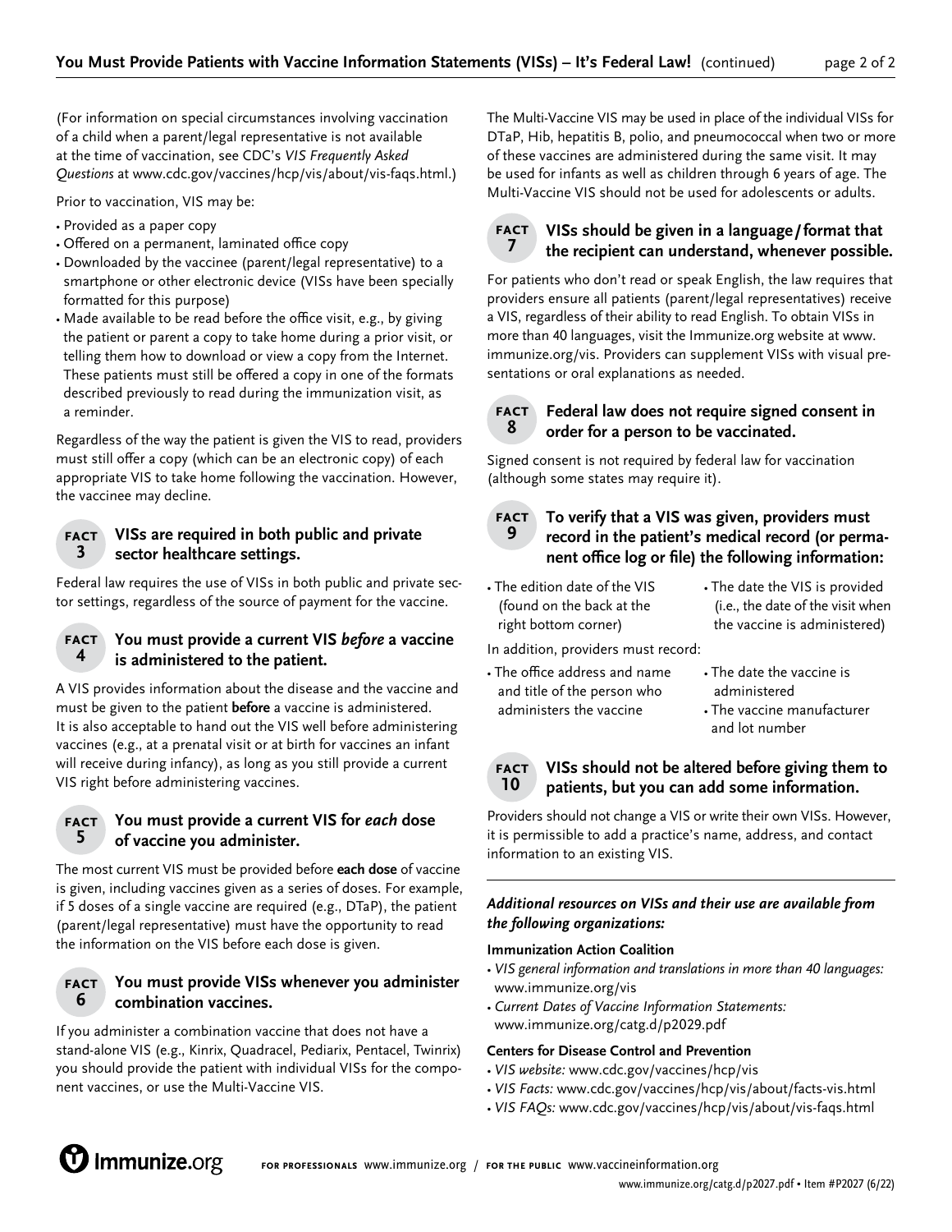(For information on special circumstances involving vaccination of a child when a parent/legal representative is not available at the time of vaccination, see CDC's *VIS Frequently Asked Questions* at www.cdc.gov/vaccines/hcp/vis/about/vis-faqs.html.)

Prior to vaccination, VIS may be:

- Provided as a paper copy
- Offered on a permanent, laminated office copy
- Downloaded by the vaccinee (parent/legal representative) to a smartphone or other electronic device (VISs have been specially formatted for this purpose)
- Made available to be read before the office visit, e.g., by giving the patient or parent a copy to take home during a prior visit, or telling them how to download or view a copy from the Internet. These patients must still be offered a copy in one of the formats described previously to read during the immunization visit, as a reminder.

Regardless of the way the patient is given the VIS to read, providers must still offer a copy (which can be an electronic copy) of each appropriate VIS to take home following the vaccination. However, the vaccinee may decline.

## FACT 3 VISs are required in both public and private sector healthcare settings.

Federal law requires the use of VISs in both public and private sector settings, regardless of the source of payment for the vaccine.

## FACT 4 You must provide a current VIS *before* a vaccine is administered to the patient.

A VIS provides information about the disease and the vaccine and must be given to the patient **before** a vaccine is administered. It is also acceptable to hand out the VIS well before administering vaccines (e.g., at a prenatal visit or at birth for vaccines an infant will receive during infancy), as long as you still provide a current VIS right before administering vaccines.

## FACT 5 You must provide a current VIS for *each* dose of vaccine you administer.

The most current VIS must be provided before **each dose** of vaccine is given, including vaccines given as a series of doses. For example, if 5 doses of a single vaccine are required (e.g., DTaP), the patient (parent/legal representative) must have the opportunity to read the information on the VIS before each dose is given.

## FACT 6 You must provide VISs whenever you administer combination vaccines.

If you administer a combination vaccine that does not have a stand-alone VIS (e.g., Kinrix, Quadracel, Pediarix, Pentacel, Twinrix) you should provide the patient with individual VISs for the component vaccines, or use the Multi-Vaccine VIS.

The Multi-Vaccine VIS may be used in place of the individual VISs for DTaP, Hib, hepatitis B, polio, and pneumococcal when two or more of these vaccines are administered during the same visit. It may be used for infants as well as children through 6 years of age. The Multi-Vaccine VIS should not be used for adolescents or adults.

## FACT 7 VISs should be given in a language/format that the recipient can understand, whenever possible.

For patients who don't read or speak English, the law requires that providers ensure all patients (parent/legal representatives) receive a VIS, regardless of their ability to read English. To obtain VISs in more than 40 languages, visit the Immunize.org website at www.immunize.org/vis. Providers can supplement VISs with visual presentations or oral explanations as needed.

## FACT 8 Federal law does not require signed consent in order for a person to be vaccinated.

Signed consent is not required by federal law for vaccination (although some states may require it).

## FACT 9 To verify that a VIS was given, providers must record in the patient's medical record (or permanent office log or file) the following information:

- The edition date of the VIS (found on the back at the right bottom corner)
- The date the VIS is provided (i.e., the date of the visit when the vaccine is administered)

In addition, providers must record:

- The office address and name and title of the person who administers the vaccine
- The date the vaccine is administered
- The vaccine manufacturer and lot number

## FACT 10 VISs should not be altered before giving them to patients, but you can add some information.

Providers should not change a VIS or write their own VISs. However, it is permissible to add a practice's name, address, and contact information to an existing VIS.

---

***Additional resources on VISs and their use are available from the following organizations:***

**Immunization Action Coalition**

- *VIS general information and translations in more than 40 languages:* www.immunize.org/vis
- *Current Dates of Vaccine Information Statements:* www.immunize.org/catg.d/p2029.pdf

**Centers for Disease Control and Prevention**

- *VIS website:* www.cdc.gov/vaccines/hcp/vis
- *VIS Facts:* www.cdc.gov/vaccines/hcp/vis/about/facts-vis.html
- *VIS FAQs:* www.cdc.gov/vaccines/hcp/vis/about/vis-faqs.html